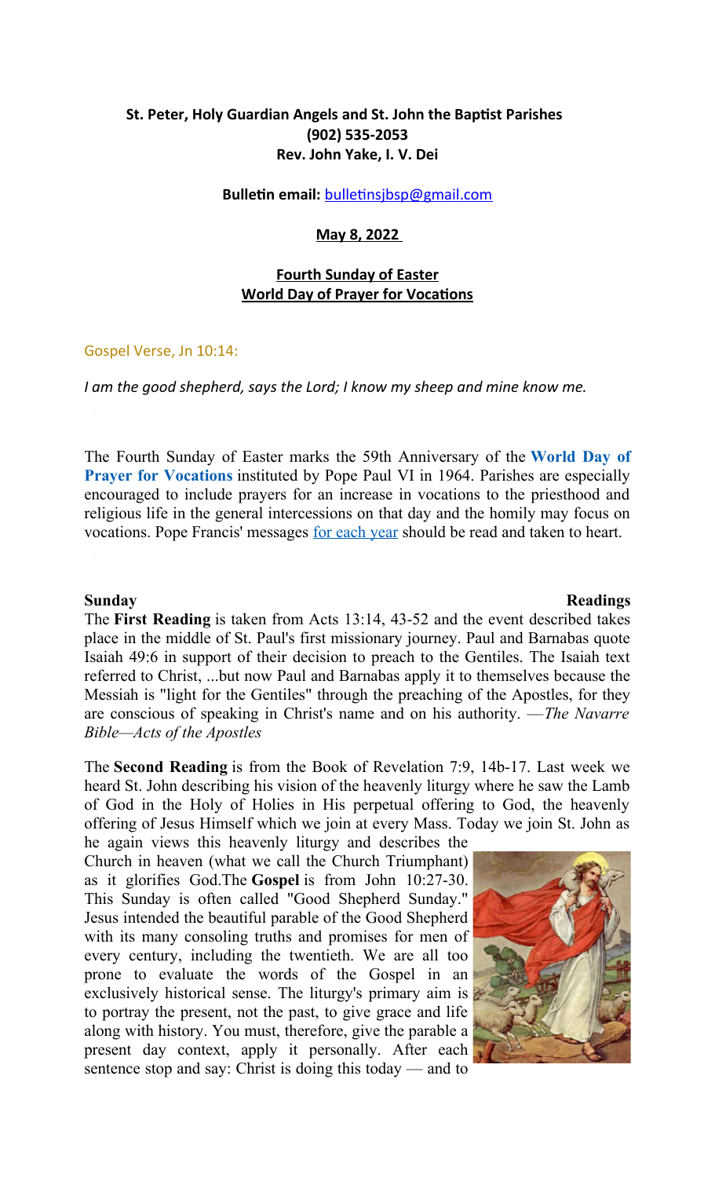**St. Peter, Holy Guardian Angels and St. John the Baptist Parishes**
**(902) 535-2053**
**Rev. John Yake, I. V. Dei**

**Bulletin email:** bulletinsjbsp@gmail.com

**May 8, 2022**

**Fourth Sunday of Easter**
**World Day of Prayer for Vocations**

Gospel Verse, Jn 10:14:

*I am the good shepherd, says the Lord; I know my sheep and mine know me.*

The Fourth Sunday of Easter marks the 59th Anniversary of the **World Day of Prayer for Vocations** instituted by Pope Paul VI in 1964. Parishes are especially encouraged to include prayers for an increase in vocations to the priesthood and religious life in the general intercessions on that day and the homily may focus on vocations. Pope Francis' messages for each year should be read and taken to heart.

**Sunday Readings**

The **First Reading** is taken from Acts 13:14, 43-52 and the event described takes place in the middle of St. Paul's first missionary journey. Paul and Barnabas quote Isaiah 49:6 in support of their decision to preach to the Gentiles. The Isaiah text referred to Christ, ...but now Paul and Barnabas apply it to themselves because the Messiah is "light for the Gentiles" through the preaching of the Apostles, for they are conscious of speaking in Christ's name and on his authority. —*The Navarre Bible—Acts of the Apostles*

The **Second Reading** is from the Book of Revelation 7:9, 14b-17. Last week we heard St. John describing his vision of the heavenly liturgy where he saw the Lamb of God in the Holy of Holies in His perpetual offering to God, the heavenly offering of Jesus Himself which we join at every Mass. Today we join St. John as he again views this heavenly liturgy and describes the Church in heaven (what we call the Church Triumphant) as it glorifies God.The **Gospel** is from John 10:27-30. This Sunday is often called "Good Shepherd Sunday." Jesus intended the beautiful parable of the Good Shepherd with its many consoling truths and promises for men of every century, including the twentieth. We are all too prone to evaluate the words of the Gospel in an exclusively historical sense. The liturgy's primary aim is to portray the present, not the past, to give grace and life along with history. You must, therefore, give the parable a present day context, apply it personally. After each sentence stop and say: Christ is doing this today — and to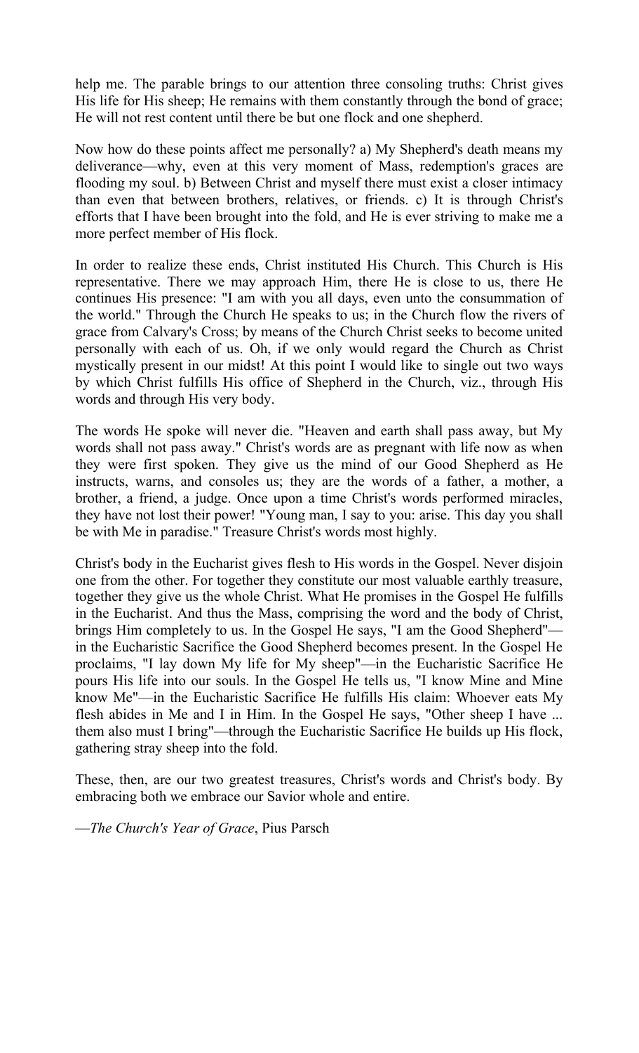help me. The parable brings to our attention three consoling truths: Christ gives His life for His sheep; He remains with them constantly through the bond of grace; He will not rest content until there be but one flock and one shepherd.

Now how do these points affect me personally? a) My Shepherd's death means my deliverance—why, even at this very moment of Mass, redemption's graces are flooding my soul. b) Between Christ and myself there must exist a closer intimacy than even that between brothers, relatives, or friends. c) It is through Christ's efforts that I have been brought into the fold, and He is ever striving to make me a more perfect member of His flock.

In order to realize these ends, Christ instituted His Church. This Church is His representative. There we may approach Him, there He is close to us, there He continues His presence: "I am with you all days, even unto the consummation of the world." Through the Church He speaks to us; in the Church flow the rivers of grace from Calvary's Cross; by means of the Church Christ seeks to become united personally with each of us. Oh, if we only would regard the Church as Christ mystically present in our midst! At this point I would like to single out two ways by which Christ fulfills His office of Shepherd in the Church, viz., through His words and through His very body.

The words He spoke will never die. "Heaven and earth shall pass away, but My words shall not pass away." Christ's words are as pregnant with life now as when they were first spoken. They give us the mind of our Good Shepherd as He instructs, warns, and consoles us; they are the words of a father, a mother, a brother, a friend, a judge. Once upon a time Christ's words performed miracles, they have not lost their power! "Young man, I say to you: arise. This day you shall be with Me in paradise." Treasure Christ's words most highly.

Christ's body in the Eucharist gives flesh to His words in the Gospel. Never disjoin one from the other. For together they constitute our most valuable earthly treasure, together they give us the whole Christ. What He promises in the Gospel He fulfills in the Eucharist. And thus the Mass, comprising the word and the body of Christ, brings Him completely to us. In the Gospel He says, "I am the Good Shepherd"—in the Eucharistic Sacrifice the Good Shepherd becomes present. In the Gospel He proclaims, "I lay down My life for My sheep"—in the Eucharistic Sacrifice He pours His life into our souls. In the Gospel He tells us, "I know Mine and Mine know Me"—in the Eucharistic Sacrifice He fulfills His claim: Whoever eats My flesh abides in Me and I in Him. In the Gospel He says, "Other sheep I have ... them also must I bring"—through the Eucharistic Sacrifice He builds up His flock, gathering stray sheep into the fold.

These, then, are our two greatest treasures, Christ's words and Christ's body. By embracing both we embrace our Savior whole and entire.

—*The Church's Year of Grace*, Pius Parsch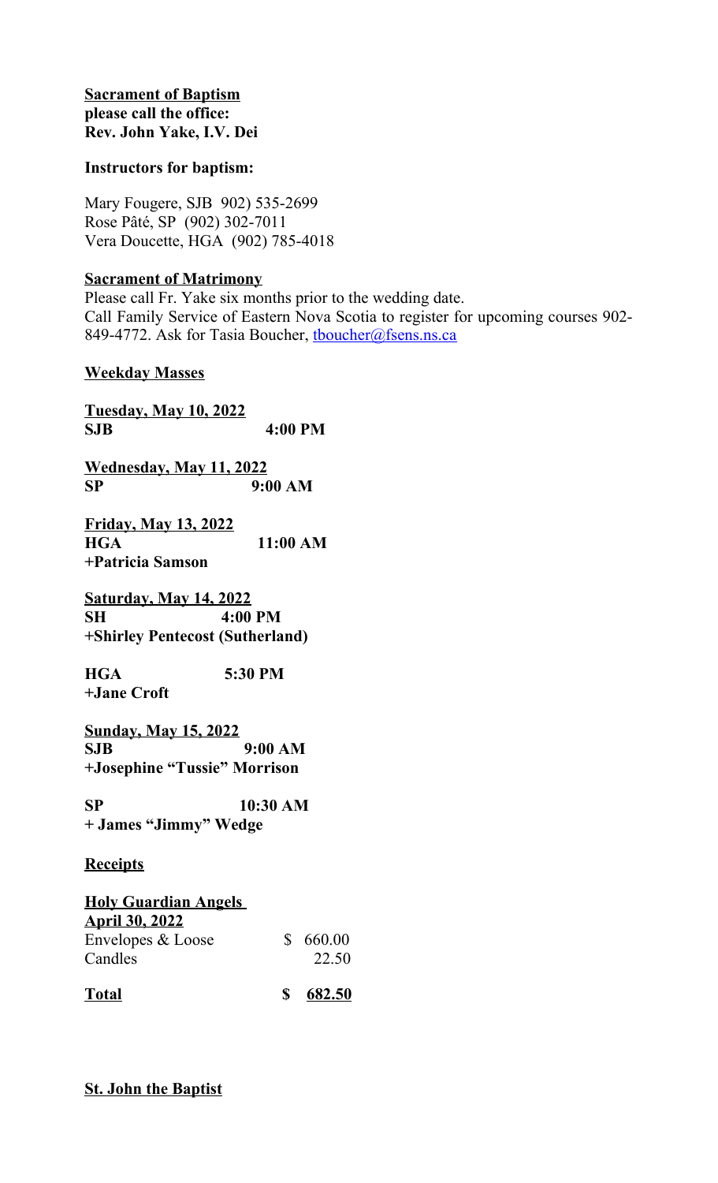**Sacrament of Baptism**
**please call the office:**
**Rev. John Yake, I.V. Dei**

**Instructors for baptism:**

Mary Fougere, SJB 902) 535-2699
Rose Pâté, SP (902) 302-7011
Vera Doucette, HGA (902) 785-4018

**Sacrament of Matrimony**

Please call Fr. Yake six months prior to the wedding date.
Call Family Service of Eastern Nova Scotia to register for upcoming courses 902-849-4772. Ask for Tasia Boucher, tboucher@fsens.ns.ca

**Weekday Masses**

**Tuesday, May 10, 2022**
**SJB 4:00 PM**

**Wednesday, May 11, 2022**
**SP 9:00 AM**

**Friday, May 13, 2022**
**HGA 11:00 AM**
**+Patricia Samson**

**Saturday, May 14, 2022**
**SH 4:00 PM**
**+Shirley Pentecost (Sutherland)**

**HGA 5:30 PM**
**+Jane Croft**

**Sunday, May 15, 2022**
**SJB 9:00 AM**
**+Josephine "Tussie" Morrison**

**SP 10:30 AM**
**+ James "Jimmy" Wedge**

**Receipts**

**Holy Guardian Angels**
**April 30, 2022**

| | |
|---|---|
| Envelopes & Loose | $ 660.00 |
| Candles | 22.50 |
| **Total** | **$ 682.50** |

**St. John the Baptist**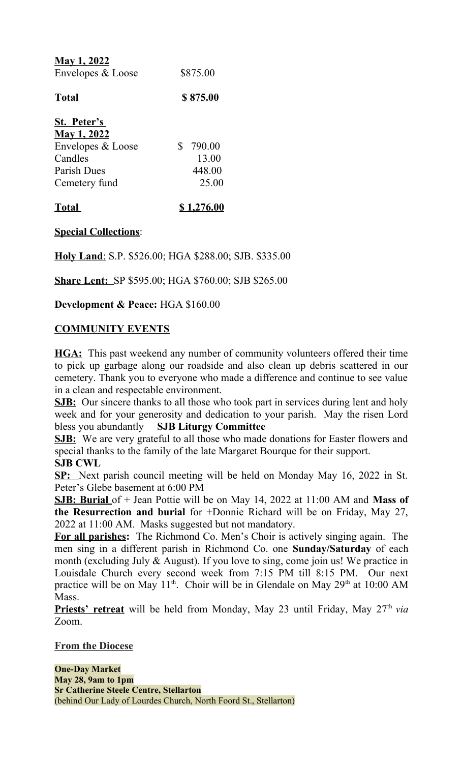**May 1, 2022**

| | |
|---|---|
| Envelopes & Loose | $875.00 |
| **Total** | **$ 875.00** |

**St. Peter's**
**May 1, 2022**

| | |
|---|---|
| Envelopes & Loose | $ 790.00 |
| Candles | 13.00 |
| Parish Dues | 448.00 |
| Cemetery fund | 25.00 |
| **Total** | **$ 1,276.00** |

**Special Collections**:

**Holy Land**: S.P. $526.00; HGA $288.00; SJB. $335.00

**Share Lent:** SP $595.00; HGA $760.00; SJB $265.00

**Development & Peace:** HGA $160.00

## COMMUNITY EVENTS

**HGA:** This past weekend any number of community volunteers offered their time to pick up garbage along our roadside and also clean up debris scattered in our cemetery. Thank you to everyone who made a difference and continue to see value in a clean and respectable environment.

**SJB:** Our sincere thanks to all those who took part in services during lent and holy week and for your generosity and dedication to your parish. May the risen Lord bless you abundantly **SJB Liturgy Committee**

**SJB:** We are very grateful to all those who made donations for Easter flowers and special thanks to the family of the late Margaret Bourque for their support.
**SJB CWL**

**SP:** Next parish council meeting will be held on Monday May 16, 2022 in St. Peter's Glebe basement at 6:00 PM

**SJB: Burial** of + Jean Pottie will be on May 14, 2022 at 11:00 AM and **Mass of the Resurrection and burial** for +Donnie Richard will be on Friday, May 27, 2022 at 11:00 AM. Masks suggested but not mandatory.

**For all parishes:** The Richmond Co. Men's Choir is actively singing again. The men sing in a different parish in Richmond Co. one **Sunday/Saturday** of each month (excluding July & August). If you love to sing, come join us! We practice in Louisdale Church every second week from 7:15 PM till 8:15 PM. Our next practice will be on May 11th. Choir will be in Glendale on May 29th at 10:00 AM Mass.

**Priests' retreat** will be held from Monday, May 23 until Friday, May 27th *via* Zoom.

**From the Diocese**

**One-Day Market**
**May 28, 9am to 1pm**
**Sr Catherine Steele Centre, Stellarton**
(behind Our Lady of Lourdes Church, North Foord St., Stellarton)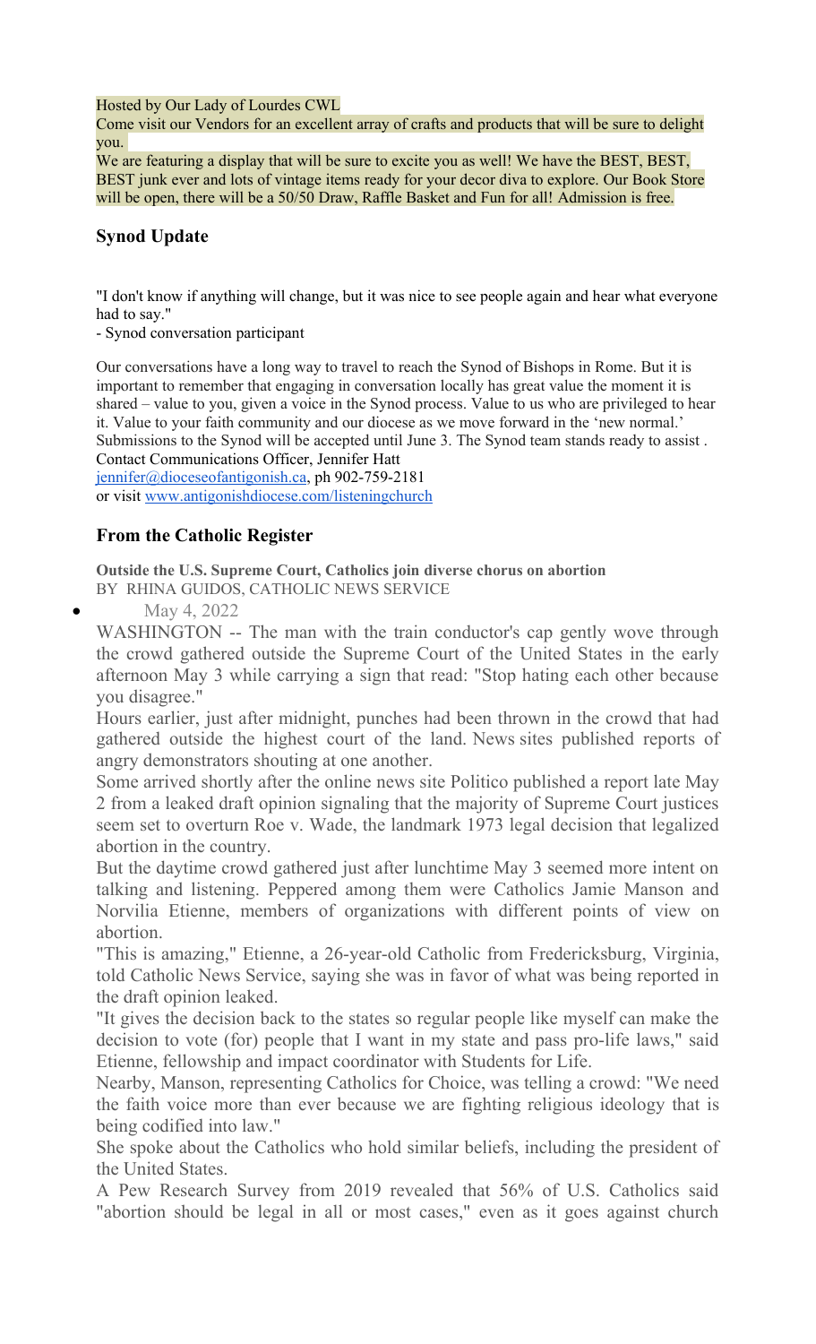Hosted by Our Lady of Lourdes CWL
Come visit our Vendors for an excellent array of crafts and products that will be sure to delight you.
We are featuring a display that will be sure to excite you as well! We have the BEST, BEST, BEST junk ever and lots of vintage items ready for your decor diva to explore. Our Book Store will be open, there will be a 50/50 Draw, Raffle Basket and Fun for all! Admission is free.

### Synod Update

"I don't know if anything will change, but it was nice to see people again and hear what everyone had to say."
- Synod conversation participant

Our conversations have a long way to travel to reach the Synod of Bishops in Rome. But it is important to remember that engaging in conversation locally has great value the moment it is shared – value to you, given a voice in the Synod process. Value to us who are privileged to hear it. Value to your faith community and our diocese as we move forward in the 'new normal.' Submissions to the Synod will be accepted until June 3. The Synod team stands ready to assist . Contact Communications Officer, Jennifer Hatt
jennifer@dioceseofantigonish.ca, ph 902-759-2181
or visit www.antigonishdiocese.com/listeningchurch

### From the Catholic Register

**Outside the U.S. Supreme Court, Catholics join diverse chorus on abortion**
BY RHINA GUIDOS, CATHOLIC NEWS SERVICE

- May 4, 2022

WASHINGTON -- The man with the train conductor's cap gently wove through the crowd gathered outside the Supreme Court of the United States in the early afternoon May 3 while carrying a sign that read: "Stop hating each other because you disagree."

Hours earlier, just after midnight, punches had been thrown in the crowd that had gathered outside the highest court of the land. News sites published reports of angry demonstrators shouting at one another.

Some arrived shortly after the online news site Politico published a report late May 2 from a leaked draft opinion signaling that the majority of Supreme Court justices seem set to overturn Roe v. Wade, the landmark 1973 legal decision that legalized abortion in the country.

But the daytime crowd gathered just after lunchtime May 3 seemed more intent on talking and listening. Peppered among them were Catholics Jamie Manson and Norvilia Etienne, members of organizations with different points of view on abortion.

"This is amazing," Etienne, a 26-year-old Catholic from Fredericksburg, Virginia, told Catholic News Service, saying she was in favor of what was being reported in the draft opinion leaked.

"It gives the decision back to the states so regular people like myself can make the decision to vote (for) people that I want in my state and pass pro-life laws," said Etienne, fellowship and impact coordinator with Students for Life.

Nearby, Manson, representing Catholics for Choice, was telling a crowd: "We need the faith voice more than ever because we are fighting religious ideology that is being codified into law."

She spoke about the Catholics who hold similar beliefs, including the president of the United States.

A Pew Research Survey from 2019 revealed that 56% of U.S. Catholics said "abortion should be legal in all or most cases," even as it goes against church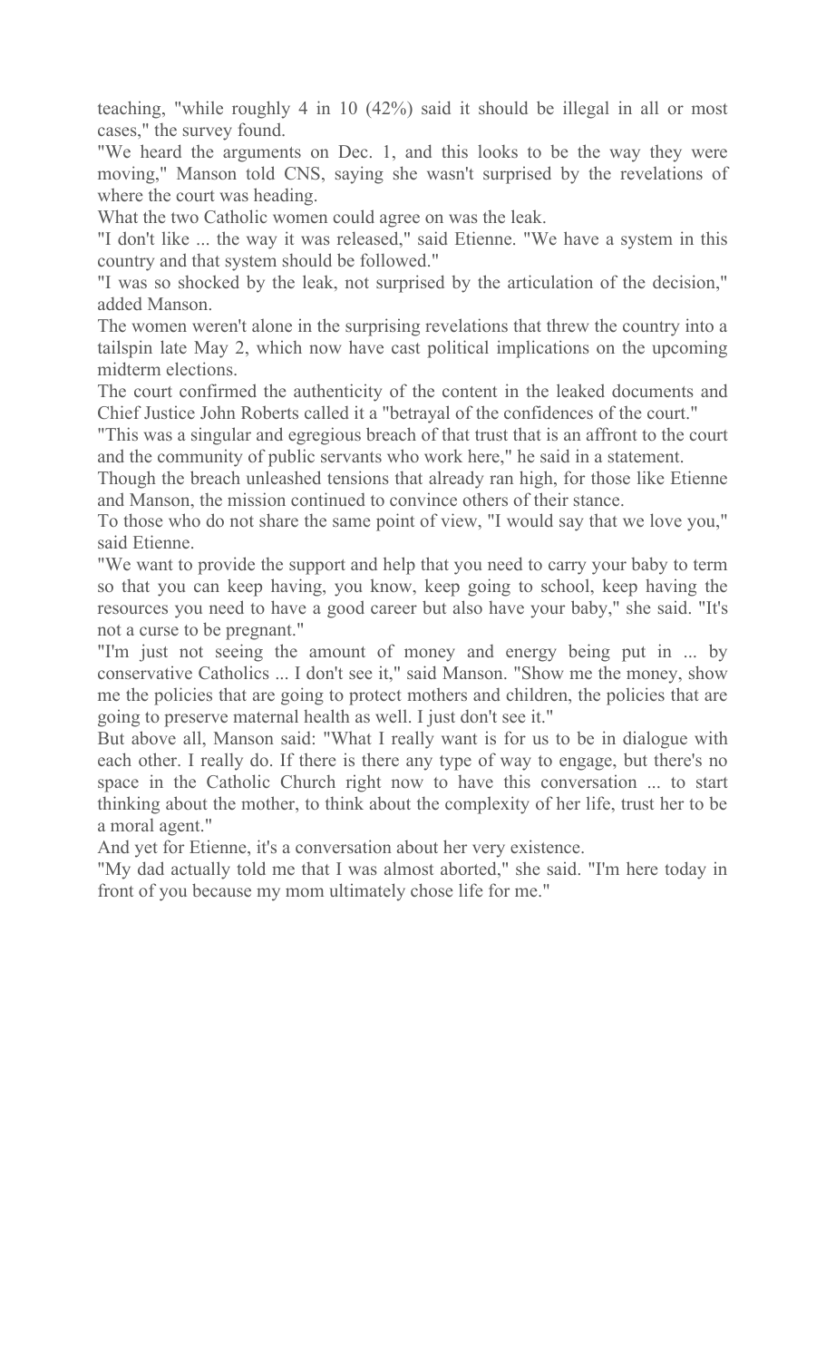teaching, "while roughly 4 in 10 (42%) said it should be illegal in all or most cases," the survey found.

"We heard the arguments on Dec. 1, and this looks to be the way they were moving," Manson told CNS, saying she wasn't surprised by the revelations of where the court was heading.

What the two Catholic women could agree on was the leak.

"I don't like ... the way it was released," said Etienne. "We have a system in this country and that system should be followed."

"I was so shocked by the leak, not surprised by the articulation of the decision," added Manson.

The women weren't alone in the surprising revelations that threw the country into a tailspin late May 2, which now have cast political implications on the upcoming midterm elections.

The court confirmed the authenticity of the content in the leaked documents and Chief Justice John Roberts called it a "betrayal of the confidences of the court."

"This was a singular and egregious breach of that trust that is an affront to the court and the community of public servants who work here," he said in a statement.

Though the breach unleashed tensions that already ran high, for those like Etienne and Manson, the mission continued to convince others of their stance.

To those who do not share the same point of view, "I would say that we love you," said Etienne.

"We want to provide the support and help that you need to carry your baby to term so that you can keep having, you know, keep going to school, keep having the resources you need to have a good career but also have your baby," she said. "It's not a curse to be pregnant."

"I'm just not seeing the amount of money and energy being put in ... by conservative Catholics ... I don't see it," said Manson. "Show me the money, show me the policies that are going to protect mothers and children, the policies that are going to preserve maternal health as well. I just don't see it."

But above all, Manson said: "What I really want is for us to be in dialogue with each other. I really do. If there is there any type of way to engage, but there's no space in the Catholic Church right now to have this conversation ... to start thinking about the mother, to think about the complexity of her life, trust her to be a moral agent."

And yet for Etienne, it's a conversation about her very existence.

"My dad actually told me that I was almost aborted," she said. "I'm here today in front of you because my mom ultimately chose life for me."